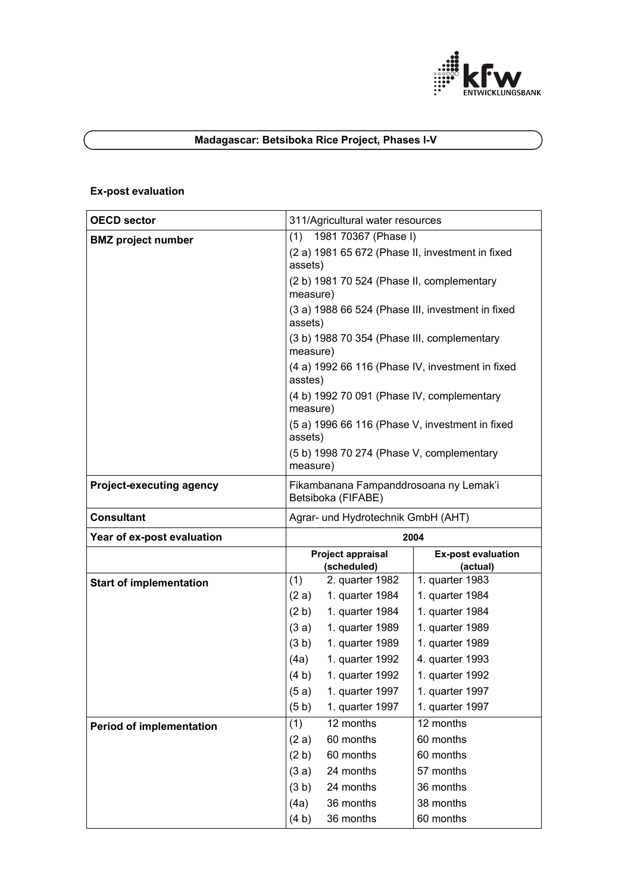# Madagascar: Betsiboka Rice Project, Phases I-V

**Ex-post evaluation**

| | | |
|---|---|---|
| **OECD sector** | 311/Agricultural water resources | |
| **BMZ project number** | (1) 1981 70367 (Phase I) | |
| | (2 a) 1981 65 672 (Phase II, investment in fixed assets) | |
| | (2 b) 1981 70 524 (Phase II, complementary measure) | |
| | (3 a) 1988 66 524 (Phase III, investment in fixed assets) | |
| | (3 b) 1988 70 354 (Phase III, complementary measure) | |
| | (4 a) 1992 66 116 (Phase IV, investment in fixed asstes) | |
| | (4 b) 1992 70 091 (Phase IV, complementary measure) | |
| | (5 a) 1996 66 116 (Phase V, investment in fixed assets) | |
| | (5 b) 1998 70 274 (Phase V, complementary measure) | |
| **Project-executing agency** | Fikambanana Fampanddrosoana ny Lemak'i Betsiboka (FIFABE) | |
| **Consultant** | Agrar- und Hydrotechnik GmbH (AHT) | |
| **Year of ex-post evaluation** | 2004 | |
| | **Project appraisal (scheduled)** | **Ex-post evaluation (actual)** |
| **Start of implementation** | (1) 2. quarter 1982 | 1. quarter 1983 |
| | (2 a) 1. quarter 1984 | 1. quarter 1984 |
| | (2 b) 1. quarter 1984 | 1. quarter 1984 |
| | (3 a) 1. quarter 1989 | 1. quarter 1989 |
| | (3 b) 1. quarter 1989 | 1. quarter 1989 |
| | (4a) 1. quarter 1992 | 4. quarter 1993 |
| | (4 b) 1. quarter 1992 | 1. quarter 1992 |
| | (5 a) 1. quarter 1997 | 1. quarter 1997 |
| | (5 b) 1. quarter 1997 | 1. quarter 1997 |
| **Period of implementation** | (1) 12 months | 12 months |
| | (2 a) 60 months | 60 months |
| | (2 b) 60 months | 60 months |
| | (3 a) 24 months | 57 months |
| | (3 b) 24 months | 36 months |
| | (4a) 36 months | 38 months |
| | (4 b) 36 months | 60 months |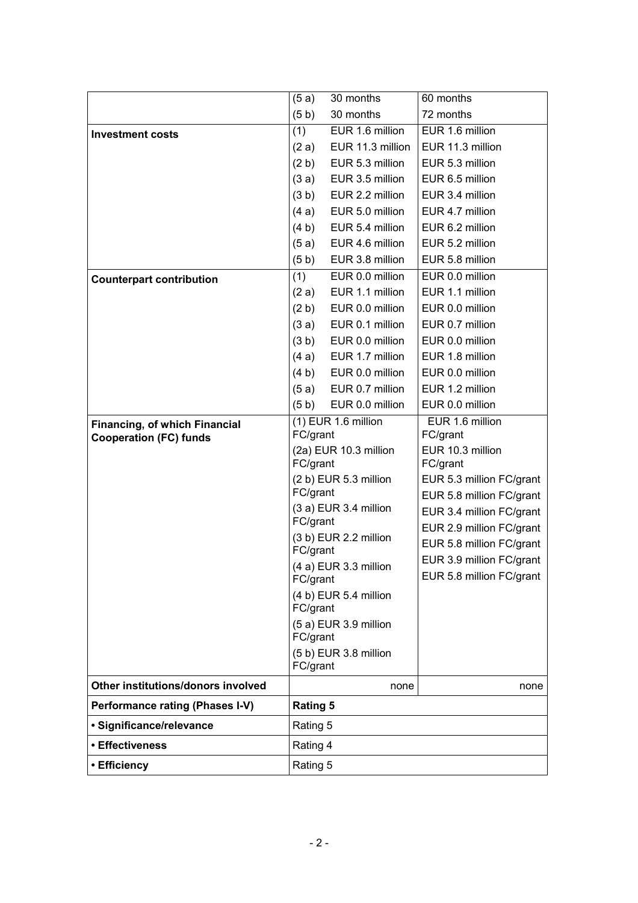| | | |
|---|---|---|
| | (5 a) 30 months | 60 months |
| | (5 b) 30 months | 72 months |
| **Investment costs** | (1) EUR 1.6 million | EUR 1.6 million |
| | (2 a) EUR 11.3 million | EUR 11.3 million |
| | (2 b) EUR 5.3 million | EUR 5.3 million |
| | (3 a) EUR 3.5 million | EUR 6.5 million |
| | (3 b) EUR 2.2 million | EUR 3.4 million |
| | (4 a) EUR 5.0 million | EUR 4.7 million |
| | (4 b) EUR 5.4 million | EUR 6.2 million |
| | (5 a) EUR 4.6 million | EUR 5.2 million |
| | (5 b) EUR 3.8 million | EUR 5.8 million |
| **Counterpart contribution** | (1) EUR 0.0 million | EUR 0.0 million |
| | (2 a) EUR 1.1 million | EUR 1.1 million |
| | (2 b) EUR 0.0 million | EUR 0.0 million |
| | (3 a) EUR 0.1 million | EUR 0.7 million |
| | (3 b) EUR 0.0 million | EUR 0.0 million |
| | (4 a) EUR 1.7 million | EUR 1.8 million |
| | (4 b) EUR 0.0 million | EUR 0.0 million |
| | (5 a) EUR 0.7 million | EUR 1.2 million |
| | (5 b) EUR 0.0 million | EUR 0.0 million |
| **Financing, of which Financial Cooperation (FC) funds** | (1) EUR 1.6 million FC/grant | EUR 1.6 million FC/grant |
| | (2a) EUR 10.3 million FC/grant | EUR 10.3 million FC/grant |
| | (2 b) EUR 5.3 million FC/grant | EUR 5.3 million FC/grant |
| | (3 a) EUR 3.4 million FC/grant | EUR 5.8 million FC/grant |
| | (3 b) EUR 2.2 million FC/grant | EUR 3.4 million FC/grant |
| | (4 a) EUR 3.3 million FC/grant | EUR 2.9 million FC/grant |
| | (4 b) EUR 5.4 million FC/grant | EUR 5.8 million FC/grant |
| | (5 a) EUR 3.9 million FC/grant | EUR 3.9 million FC/grant |
| | (5 b) EUR 3.8 million FC/grant | EUR 5.8 million FC/grant |
| **Other institutions/donors involved** | none | none |
| **Performance rating (Phases I-V)** | **Rating 5** | |
| **• Significance/relevance** | Rating 5 | |
| **• Effectiveness** | Rating 4 | |
| **• Efficiency** | Rating 5 | |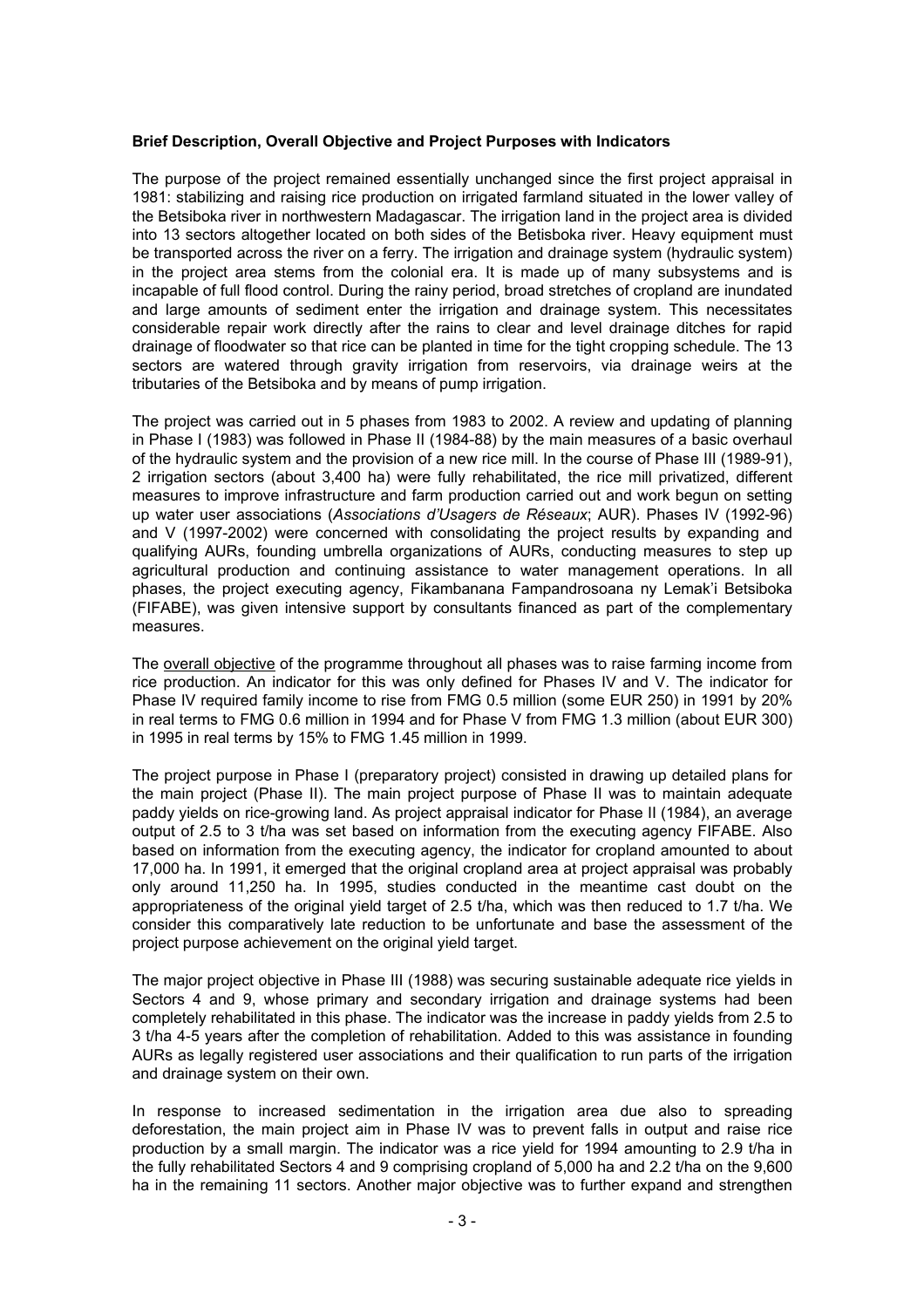**Brief Description, Overall Objective and Project Purposes with Indicators**

The purpose of the project remained essentially unchanged since the first project appraisal in 1981: stabilizing and raising rice production on irrigated farmland situated in the lower valley of the Betsiboka river in northwestern Madagascar. The irrigation land in the project area is divided into 13 sectors altogether located on both sides of the Betisboka river. Heavy equipment must be transported across the river on a ferry. The irrigation and drainage system (hydraulic system) in the project area stems from the colonial era. It is made up of many subsystems and is incapable of full flood control. During the rainy period, broad stretches of cropland are inundated and large amounts of sediment enter the irrigation and drainage system. This necessitates considerable repair work directly after the rains to clear and level drainage ditches for rapid drainage of floodwater so that rice can be planted in time for the tight cropping schedule. The 13 sectors are watered through gravity irrigation from reservoirs, via drainage weirs at the tributaries of the Betsiboka and by means of pump irrigation.

The project was carried out in 5 phases from 1983 to 2002. A review and updating of planning in Phase I (1983) was followed in Phase II (1984-88) by the main measures of a basic overhaul of the hydraulic system and the provision of a new rice mill. In the course of Phase III (1989-91), 2 irrigation sectors (about 3,400 ha) were fully rehabilitated, the rice mill privatized, different measures to improve infrastructure and farm production carried out and work begun on setting up water user associations (*Associations d'Usagers de Réseaux*; AUR). Phases IV (1992-96) and V (1997-2002) were concerned with consolidating the project results by expanding and qualifying AURs, founding umbrella organizations of AURs, conducting measures to step up agricultural production and continuing assistance to water management operations. In all phases, the project executing agency, Fikambanana Fampandrosoana ny Lemak'i Betsiboka (FIFABE), was given intensive support by consultants financed as part of the complementary measures.

The overall objective of the programme throughout all phases was to raise farming income from rice production. An indicator for this was only defined for Phases IV and V. The indicator for Phase IV required family income to rise from FMG 0.5 million (some EUR 250) in 1991 by 20% in real terms to FMG 0.6 million in 1994 and for Phase V from FMG 1.3 million (about EUR 300) in 1995 in real terms by 15% to FMG 1.45 million in 1999.

The project purpose in Phase I (preparatory project) consisted in drawing up detailed plans for the main project (Phase II). The main project purpose of Phase II was to maintain adequate paddy yields on rice-growing land. As project appraisal indicator for Phase II (1984), an average output of 2.5 to 3 t/ha was set based on information from the executing agency FIFABE. Also based on information from the executing agency, the indicator for cropland amounted to about 17,000 ha. In 1991, it emerged that the original cropland area at project appraisal was probably only around 11,250 ha. In 1995, studies conducted in the meantime cast doubt on the appropriateness of the original yield target of 2.5 t/ha, which was then reduced to 1.7 t/ha. We consider this comparatively late reduction to be unfortunate and base the assessment of the project purpose achievement on the original yield target.

The major project objective in Phase III (1988) was securing sustainable adequate rice yields in Sectors 4 and 9, whose primary and secondary irrigation and drainage systems had been completely rehabilitated in this phase. The indicator was the increase in paddy yields from 2.5 to 3 t/ha 4-5 years after the completion of rehabilitation. Added to this was assistance in founding AURs as legally registered user associations and their qualification to run parts of the irrigation and drainage system on their own.

In response to increased sedimentation in the irrigation area due also to spreading deforestation, the main project aim in Phase IV was to prevent falls in output and raise rice production by a small margin. The indicator was a rice yield for 1994 amounting to 2.9 t/ha in the fully rehabilitated Sectors 4 and 9 comprising cropland of 5,000 ha and 2.2 t/ha on the 9,600 ha in the remaining 11 sectors. Another major objective was to further expand and strengthen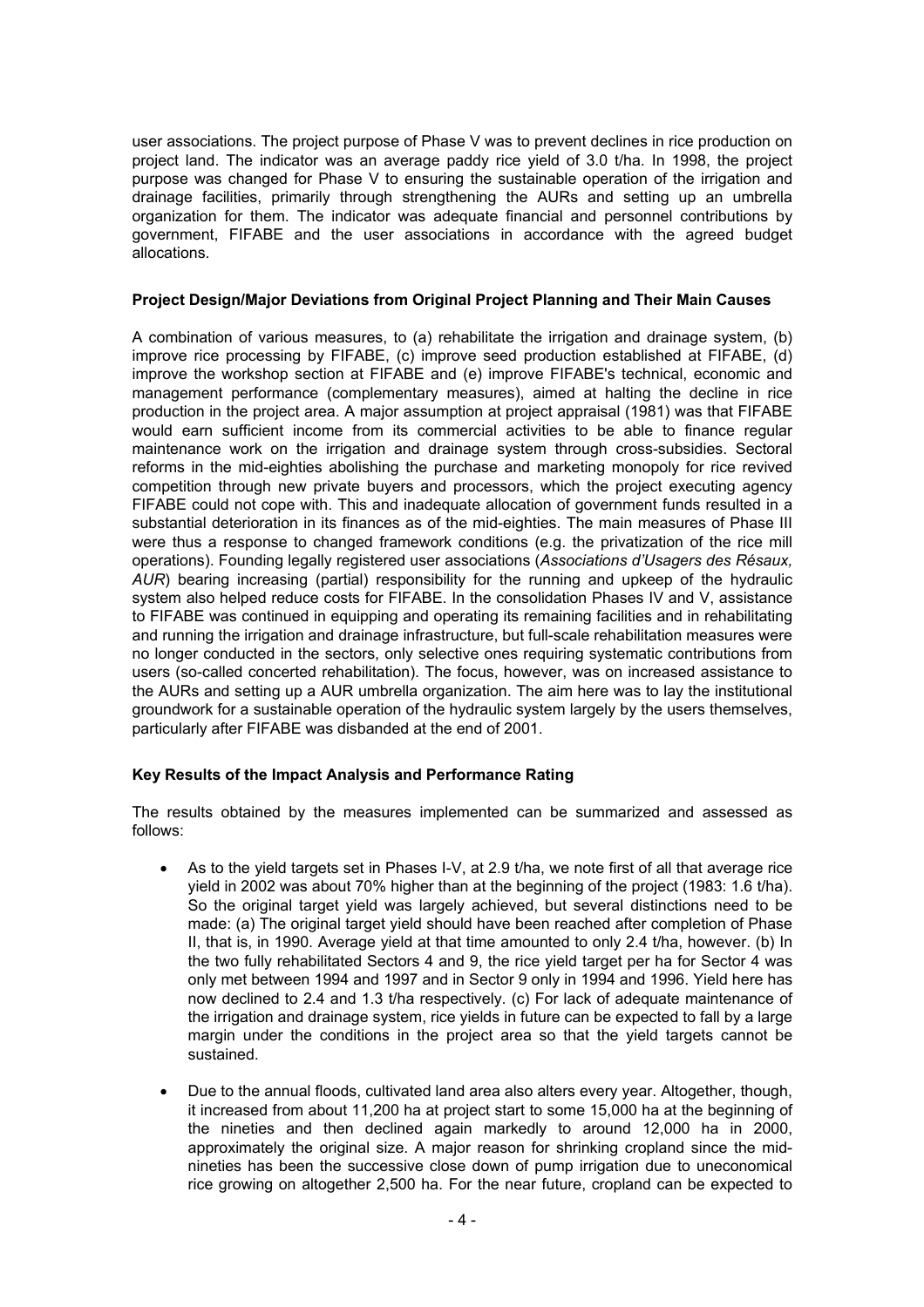user associations. The project purpose of Phase V was to prevent declines in rice production on project land. The indicator was an average paddy rice yield of 3.0 t/ha. In 1998, the project purpose was changed for Phase V to ensuring the sustainable operation of the irrigation and drainage facilities, primarily through strengthening the AURs and setting up an umbrella organization for them. The indicator was adequate financial and personnel contributions by government, FIFABE and the user associations in accordance with the agreed budget allocations.

**Project Design/Major Deviations from Original Project Planning and Their Main Causes**

A combination of various measures, to (a) rehabilitate the irrigation and drainage system, (b) improve rice processing by FIFABE, (c) improve seed production established at FIFABE, (d) improve the workshop section at FIFABE and (e) improve FIFABE's technical, economic and management performance (complementary measures), aimed at halting the decline in rice production in the project area. A major assumption at project appraisal (1981) was that FIFABE would earn sufficient income from its commercial activities to be able to finance regular maintenance work on the irrigation and drainage system through cross-subsidies. Sectoral reforms in the mid-eighties abolishing the purchase and marketing monopoly for rice revived competition through new private buyers and processors, which the project executing agency FIFABE could not cope with. This and inadequate allocation of government funds resulted in a substantial deterioration in its finances as of the mid-eighties. The main measures of Phase III were thus a response to changed framework conditions (e.g. the privatization of the rice mill operations). Founding legally registered user associations (*Associations d'Usagers des Résaux, AUR*) bearing increasing (partial) responsibility for the running and upkeep of the hydraulic system also helped reduce costs for FIFABE. In the consolidation Phases IV and V, assistance to FIFABE was continued in equipping and operating its remaining facilities and in rehabilitating and running the irrigation and drainage infrastructure, but full-scale rehabilitation measures were no longer conducted in the sectors, only selective ones requiring systematic contributions from users (so-called concerted rehabilitation). The focus, however, was on increased assistance to the AURs and setting up a AUR umbrella organization. The aim here was to lay the institutional groundwork for a sustainable operation of the hydraulic system largely by the users themselves, particularly after FIFABE was disbanded at the end of 2001.

**Key Results of the Impact Analysis and Performance Rating**

The results obtained by the measures implemented can be summarized and assessed as follows:

- As to the yield targets set in Phases I-V, at 2.9 t/ha, we note first of all that average rice yield in 2002 was about 70% higher than at the beginning of the project (1983: 1.6 t/ha). So the original target yield was largely achieved, but several distinctions need to be made: (a) The original target yield should have been reached after completion of Phase II, that is, in 1990. Average yield at that time amounted to only 2.4 t/ha, however. (b) In the two fully rehabilitated Sectors 4 and 9, the rice yield target per ha for Sector 4 was only met between 1994 and 1997 and in Sector 9 only in 1994 and 1996. Yield here has now declined to 2.4 and 1.3 t/ha respectively. (c) For lack of adequate maintenance of the irrigation and drainage system, rice yields in future can be expected to fall by a large margin under the conditions in the project area so that the yield targets cannot be sustained.

- Due to the annual floods, cultivated land area also alters every year. Altogether, though, it increased from about 11,200 ha at project start to some 15,000 ha at the beginning of the nineties and then declined again markedly to around 12,000 ha in 2000, approximately the original size. A major reason for shrinking cropland since the mid-nineties has been the successive close down of pump irrigation due to uneconomical rice growing on altogether 2,500 ha. For the near future, cropland can be expected to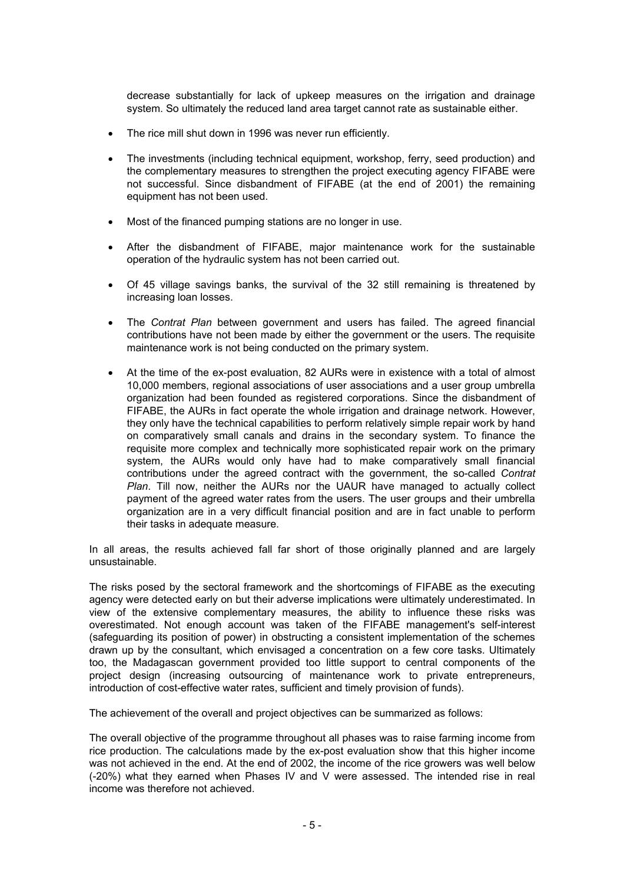decrease substantially for lack of upkeep measures on the irrigation and drainage system. So ultimately the reduced land area target cannot rate as sustainable either.

- The rice mill shut down in 1996 was never run efficiently.
- The investments (including technical equipment, workshop, ferry, seed production) and the complementary measures to strengthen the project executing agency FIFABE were not successful. Since disbandment of FIFABE (at the end of 2001) the remaining equipment has not been used.
- Most of the financed pumping stations are no longer in use.
- After the disbandment of FIFABE, major maintenance work for the sustainable operation of the hydraulic system has not been carried out.
- Of 45 village savings banks, the survival of the 32 still remaining is threatened by increasing loan losses.
- The *Contrat Plan* between government and users has failed. The agreed financial contributions have not been made by either the government or the users. The requisite maintenance work is not being conducted on the primary system.
- At the time of the ex-post evaluation, 82 AURs were in existence with a total of almost 10,000 members, regional associations of user associations and a user group umbrella organization had been founded as registered corporations. Since the disbandment of FIFABE, the AURs in fact operate the whole irrigation and drainage network. However, they only have the technical capabilities to perform relatively simple repair work by hand on comparatively small canals and drains in the secondary system. To finance the requisite more complex and technically more sophisticated repair work on the primary system, the AURs would only have had to make comparatively small financial contributions under the agreed contract with the government, the so-called *Contrat Plan*. Till now, neither the AURs nor the UAUR have managed to actually collect payment of the agreed water rates from the users. The user groups and their umbrella organization are in a very difficult financial position and are in fact unable to perform their tasks in adequate measure.

In all areas, the results achieved fall far short of those originally planned and are largely unsustainable.

The risks posed by the sectoral framework and the shortcomings of FIFABE as the executing agency were detected early on but their adverse implications were ultimately underestimated. In view of the extensive complementary measures, the ability to influence these risks was overestimated. Not enough account was taken of the FIFABE management's self-interest (safeguarding its position of power) in obstructing a consistent implementation of the schemes drawn up by the consultant, which envisaged a concentration on a few core tasks. Ultimately too, the Madagascan government provided too little support to central components of the project design (increasing outsourcing of maintenance work to private entrepreneurs, introduction of cost-effective water rates, sufficient and timely provision of funds).

The achievement of the overall and project objectives can be summarized as follows:

The overall objective of the programme throughout all phases was to raise farming income from rice production. The calculations made by the ex-post evaluation show that this higher income was not achieved in the end. At the end of 2002, the income of the rice growers was well below (-20%) what they earned when Phases IV and V were assessed. The intended rise in real income was therefore not achieved.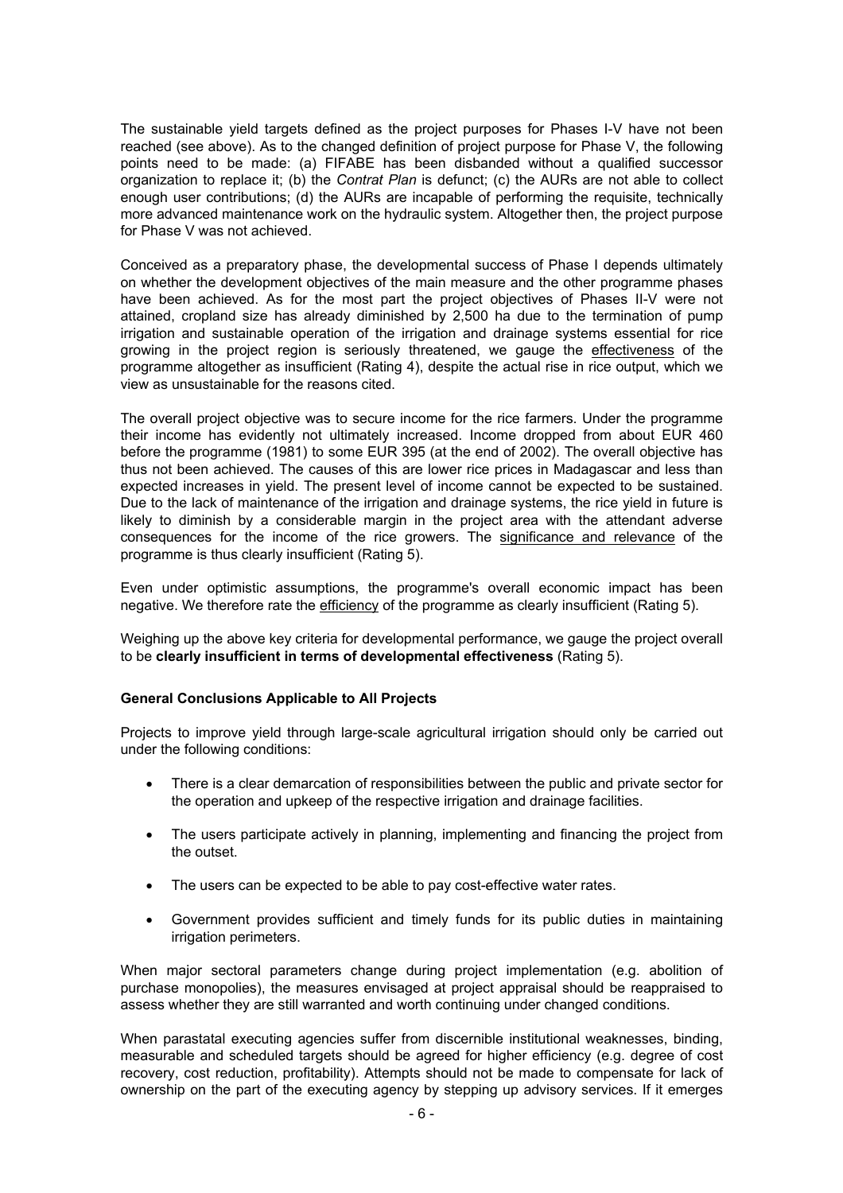The sustainable yield targets defined as the project purposes for Phases I-V have not been reached (see above). As to the changed definition of project purpose for Phase V, the following points need to be made: (a) FIFABE has been disbanded without a qualified successor organization to replace it; (b) the *Contrat Plan* is defunct; (c) the AURs are not able to collect enough user contributions; (d) the AURs are incapable of performing the requisite, technically more advanced maintenance work on the hydraulic system. Altogether then, the project purpose for Phase V was not achieved.

Conceived as a preparatory phase, the developmental success of Phase I depends ultimately on whether the development objectives of the main measure and the other programme phases have been achieved. As for the most part the project objectives of Phases II-V were not attained, cropland size has already diminished by 2,500 ha due to the termination of pump irrigation and sustainable operation of the irrigation and drainage systems essential for rice growing in the project region is seriously threatened, we gauge the effectiveness of the programme altogether as insufficient (Rating 4), despite the actual rise in rice output, which we view as unsustainable for the reasons cited.

The overall project objective was to secure income for the rice farmers. Under the programme their income has evidently not ultimately increased. Income dropped from about EUR 460 before the programme (1981) to some EUR 395 (at the end of 2002). The overall objective has thus not been achieved. The causes of this are lower rice prices in Madagascar and less than expected increases in yield. The present level of income cannot be expected to be sustained. Due to the lack of maintenance of the irrigation and drainage systems, the rice yield in future is likely to diminish by a considerable margin in the project area with the attendant adverse consequences for the income of the rice growers. The significance and relevance of the programme is thus clearly insufficient (Rating 5).

Even under optimistic assumptions, the programme's overall economic impact has been negative. We therefore rate the efficiency of the programme as clearly insufficient (Rating 5).

Weighing up the above key criteria for developmental performance, we gauge the project overall to be **clearly insufficient in terms of developmental effectiveness** (Rating 5).

#### General Conclusions Applicable to All Projects

Projects to improve yield through large-scale agricultural irrigation should only be carried out under the following conditions:

- There is a clear demarcation of responsibilities between the public and private sector for the operation and upkeep of the respective irrigation and drainage facilities.
- The users participate actively in planning, implementing and financing the project from the outset.
- The users can be expected to be able to pay cost-effective water rates.
- Government provides sufficient and timely funds for its public duties in maintaining irrigation perimeters.

When major sectoral parameters change during project implementation (e.g. abolition of purchase monopolies), the measures envisaged at project appraisal should be reappraised to assess whether they are still warranted and worth continuing under changed conditions.

When parastatal executing agencies suffer from discernible institutional weaknesses, binding, measurable and scheduled targets should be agreed for higher efficiency (e.g. degree of cost recovery, cost reduction, profitability). Attempts should not be made to compensate for lack of ownership on the part of the executing agency by stepping up advisory services. If it emerges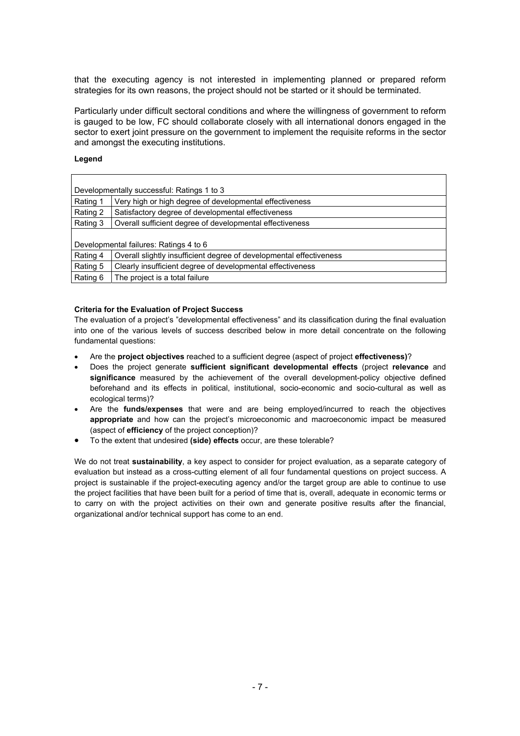that the executing agency is not interested in implementing planned or prepared reform strategies for its own reasons, the project should not be started or it should be terminated.

Particularly under difficult sectoral conditions and where the willingness of government to reform is gauged to be low, FC should collaborate closely with all international donors engaged in the sector to exert joint pressure on the government to implement the requisite reforms in the sector and amongst the executing institutions.

**Legend**

| | |
|---|---|
| Developmentally successful: Ratings 1 to 3 | |
| Rating 1 | Very high or high degree of developmental effectiveness |
| Rating 2 | Satisfactory degree of developmental effectiveness |
| Rating 3 | Overall sufficient degree of developmental effectiveness |
| Developmental failures: Ratings 4 to 6 | |
| Rating 4 | Overall slightly insufficient degree of developmental effectiveness |
| Rating 5 | Clearly insufficient degree of developmental effectiveness |
| Rating 6 | The project is a total failure |

**Criteria for the Evaluation of Project Success**

The evaluation of a project's "developmental effectiveness" and its classification during the final evaluation into one of the various levels of success described below in more detail concentrate on the following fundamental questions:

- Are the **project objectives** reached to a sufficient degree (aspect of project **effectiveness)**?
- Does the project generate **sufficient significant developmental effects** (project **relevance** and **significance** measured by the achievement of the overall development-policy objective defined beforehand and its effects in political, institutional, socio-economic and socio-cultural as well as ecological terms)?
- Are the **funds/expenses** that were and are being employed/incurred to reach the objectives **appropriate** and how can the project's microeconomic and macroeconomic impact be measured (aspect of **efficiency** of the project conception)?
- To the extent that undesired **(side) effects** occur, are these tolerable?

We do not treat **sustainability**, a key aspect to consider for project evaluation, as a separate category of evaluation but instead as a cross-cutting element of all four fundamental questions on project success. A project is sustainable if the project-executing agency and/or the target group are able to continue to use the project facilities that have been built for a period of time that is, overall, adequate in economic terms or to carry on with the project activities on their own and generate positive results after the financial, organizational and/or technical support has come to an end.